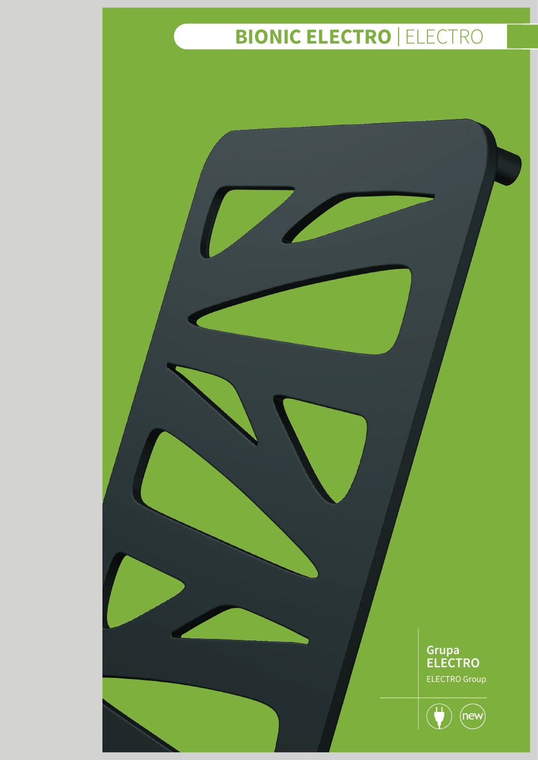# BIONIC ELECTRO | ELECTRO

**Grupa ELECTRO**

ELECTRO Group

new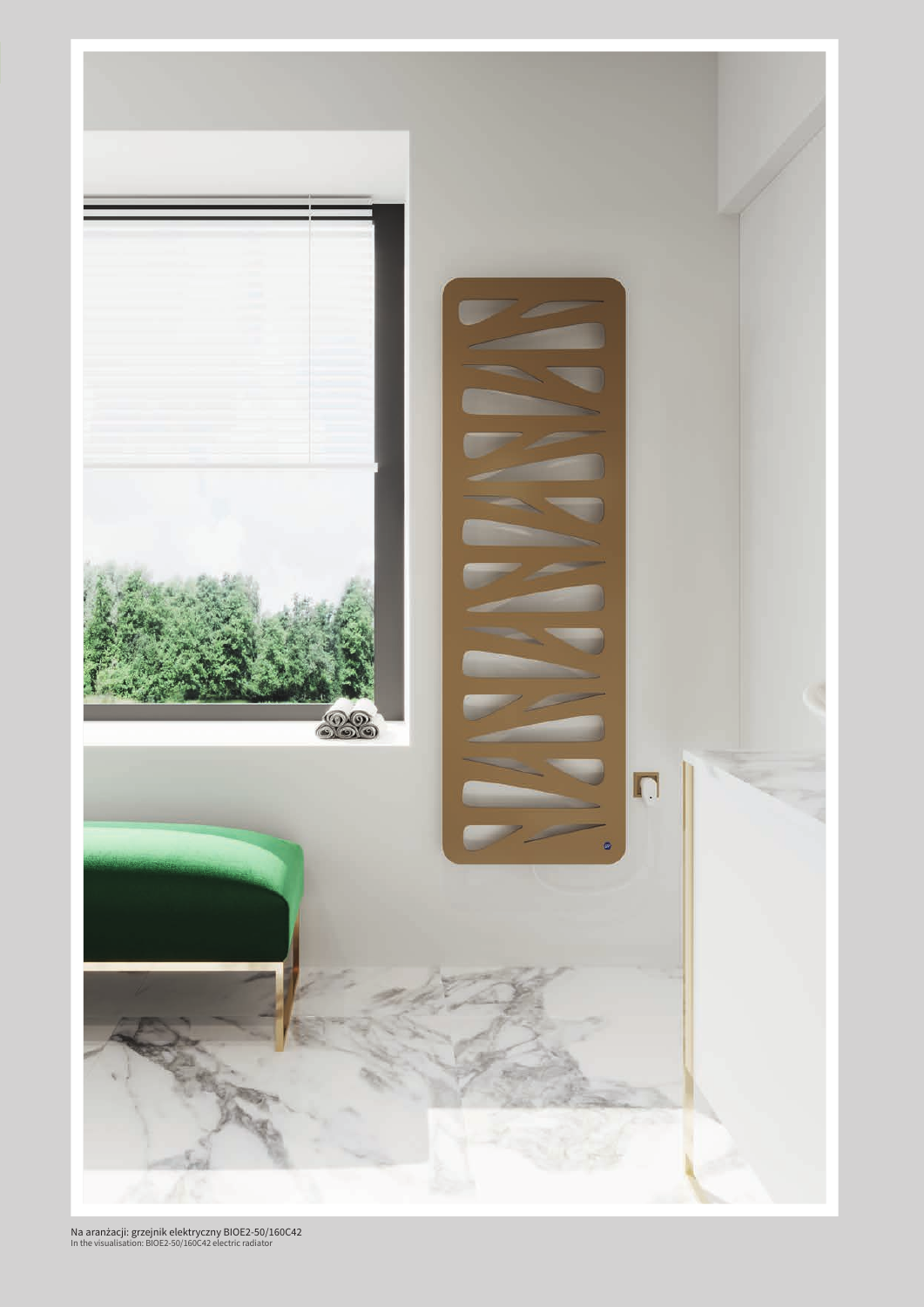Na aranżacji: grzejnik elektryczny BIOE2-50/160C42
In the visualisation: BIOE2-50/160C42 electric radiator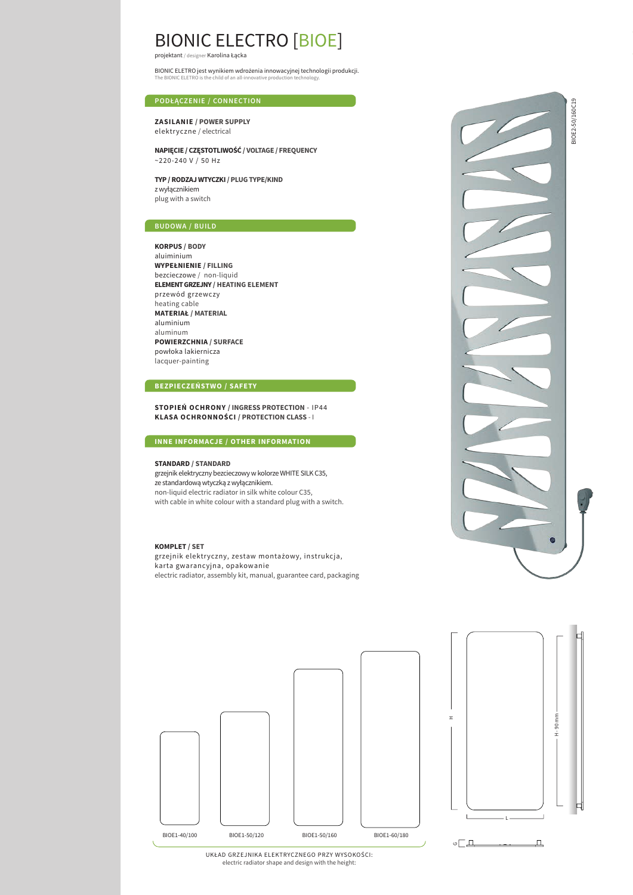# BIONIC ELECTRO [BIOE]

projektant / designer Karolina Łącka

BIONIC ELETRO jest wynikiem wdrożenia innowacyjnej technologii produkcji.
The BIONIC ELETRO is the child of an all-innovative production technology.

## PODŁĄCZENIE / CONNECTION

**ZASILANIE / POWER SUPPLY**
elektryczne / electrical

**NAPIĘCIE / CZĘSTOTLIWOŚĆ / VOLTAGE / FREQUENCY**
~220-240 V / 50 Hz

**TYP / RODZAJ WTYCZKI / PLUG TYPE/KIND**
z wyłącznikiem
plug with a switch

## BUDOWA / BUILD

**KORPUS / BODY**
aluiminium
**WYPEŁNIENIE / FILLING**
bezcieczowe / non-liquid
**ELEMENT GRZEJNY / HEATING ELEMENT**
przewód grzewczy
heating cable
**MATERIAŁ / MATERIAL**
aluminium
aluminum
**POWIERZCHNIA / SURFACE**
powłoka lakiernicza
lacquer-painting

## BEZPIECZEŃSTWO / SAFETY

**STOPIEŃ OCHRONY / INGRESS PROTECTION** - IP44
**KLASA OCHRONNOŚCI / PROTECTION CLASS** - I

## INNE INFORMACJE / OTHER INFORMATION

**STANDARD / STANDARD**
grzejnik elektryczny bezcieczowy w kolorze WHITE SILK C35,
ze standardową wtyczką z wyłącznikiem.
non-liquid electric radiator in silk white colour C35,
with cable in white colour with a standard plug with a switch.

**KOMPLET / SET**
grzejnik elektryczny, zestaw montażowy, instrukcja,
karta gwarancyjna, opakowanie
electric radiator, assembly kit, manual, guarantee card, packaging

BIOE2-50/160C19

BIOE1-40/100 BIOE1-50/120 BIOE1-50/160 BIOE1-60/180

UKŁAD GRZEJNIKA ELEKTRYCZNEGO PRZY WYSOKOŚCI:
electric radiator shape and design with the height:

H
H - 90 mm
L
G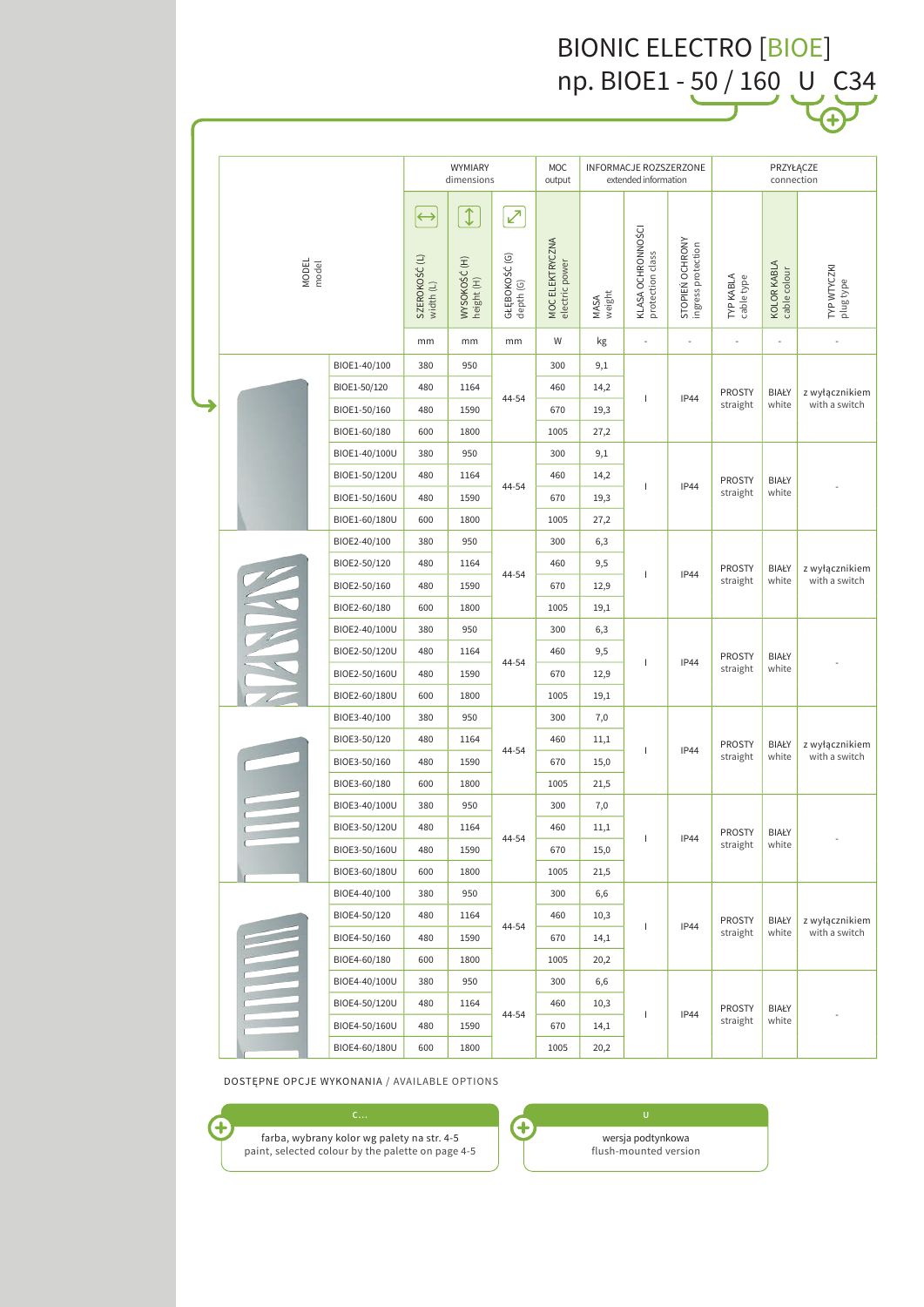# BIONIC ELECTRO [BIOE]

np. BIOE1 - 50 / 160 U C34

| MODEL model | WYMIARY dimensions | | | MOC output | INFORMACJE ROZSZERZONE extended information | | | PRZYŁĄCZE connection | | |
|---|---|---|---|---|---|---|---|---|---|---|
| | SZEROKOŚĆ (L) width (L) | WYSOKOŚĆ (H) height (H) | GŁĘBOKOŚĆ (G) depth (G) | MOC ELEKTRYCZNA electric power | MASA weight | KLASA OCHRONNOŚCI protection class | STOPIEŃ OCHRONY ingress protection | TYP KABLA cable type | KOLOR KABLA cable colour | TYP WTYCZKI plug type |
| | mm | mm | mm | W | kg | - | - | - | - | - |
| BIOE1-40/100 | 380 | 950 | 44-54 | 300 | 9,1 | I | IP44 | PROSTY straight | BIAŁY white | z wyłącznikiem with a switch |
| BIOE1-50/120 | 480 | 1164 | | 460 | 14,2 | | | | | |
| BIOE1-50/160 | 480 | 1590 | | 670 | 19,3 | | | | | |
| BIOE1-60/180 | 600 | 1800 | | 1005 | 27,2 | | | | | |
| BIOE1-40/100U | 380 | 950 | 44-54 | 300 | 9,1 | I | IP44 | PROSTY straight | BIAŁY white | - |
| BIOE1-50/120U | 480 | 1164 | | 460 | 14,2 | | | | | |
| BIOE1-50/160U | 480 | 1590 | | 670 | 19,3 | | | | | |
| BIOE1-60/180U | 600 | 1800 | | 1005 | 27,2 | | | | | |
| BIOE2-40/100 | 380 | 950 | 44-54 | 300 | 6,3 | I | IP44 | PROSTY straight | BIAŁY white | z wyłącznikiem with a switch |
| BIOE2-50/120 | 480 | 1164 | | 460 | 9,5 | | | | | |
| BIOE2-50/160 | 480 | 1590 | | 670 | 12,9 | | | | | |
| BIOE2-60/180 | 600 | 1800 | | 1005 | 19,1 | | | | | |
| BIOE2-40/100U | 380 | 950 | 44-54 | 300 | 6,3 | I | IP44 | PROSTY straight | BIAŁY white | - |
| BIOE2-50/120U | 480 | 1164 | | 460 | 9,5 | | | | | |
| BIOE2-50/160U | 480 | 1590 | | 670 | 12,9 | | | | | |
| BIOE2-60/180U | 600 | 1800 | | 1005 | 19,1 | | | | | |
| BIOE3-40/100 | 380 | 950 | 44-54 | 300 | 7,0 | I | IP44 | PROSTY straight | BIAŁY white | z wyłącznikiem with a switch |
| BIOE3-50/120 | 480 | 1164 | | 460 | 11,1 | | | | | |
| BIOE3-50/160 | 480 | 1590 | | 670 | 15,0 | | | | | |
| BIOE3-60/180 | 600 | 1800 | | 1005 | 21,5 | | | | | |
| BIOE3-40/100U | 380 | 950 | 44-54 | 300 | 7,0 | I | IP44 | PROSTY straight | BIAŁY white | - |
| BIOE3-50/120U | 480 | 1164 | | 460 | 11,1 | | | | | |
| BIOE3-50/160U | 480 | 1590 | | 670 | 15,0 | | | | | |
| BIOE3-60/180U | 600 | 1800 | | 1005 | 21,5 | | | | | |
| BIOE4-40/100 | 380 | 950 | 44-54 | 300 | 6,6 | I | IP44 | PROSTY straight | BIAŁY white | z wyłącznikiem with a switch |
| BIOE4-50/120 | 480 | 1164 | | 460 | 10,3 | | | | | |
| BIOE4-50/160 | 480 | 1590 | | 670 | 14,1 | | | | | |
| BIOE4-60/180 | 600 | 1800 | | 1005 | 20,2 | | | | | |
| BIOE4-40/100U | 380 | 950 | 44-54 | 300 | 6,6 | I | IP44 | PROSTY straight | BIAŁY white | - |
| BIOE4-50/120U | 480 | 1164 | | 460 | 10,3 | | | | | |
| BIOE4-50/160U | 480 | 1590 | | 670 | 14,1 | | | | | |
| BIOE4-60/180U | 600 | 1800 | | 1005 | 20,2 | | | | | |

DOSTĘPNE OPCJE WYKONANIA / AVAILABLE OPTIONS

**C...**

farba, wybrany kolor wg palety na str. 4-5
paint, selected colour by the palette on page 4-5

**U**

wersja podtynkowa
flush-mounted version